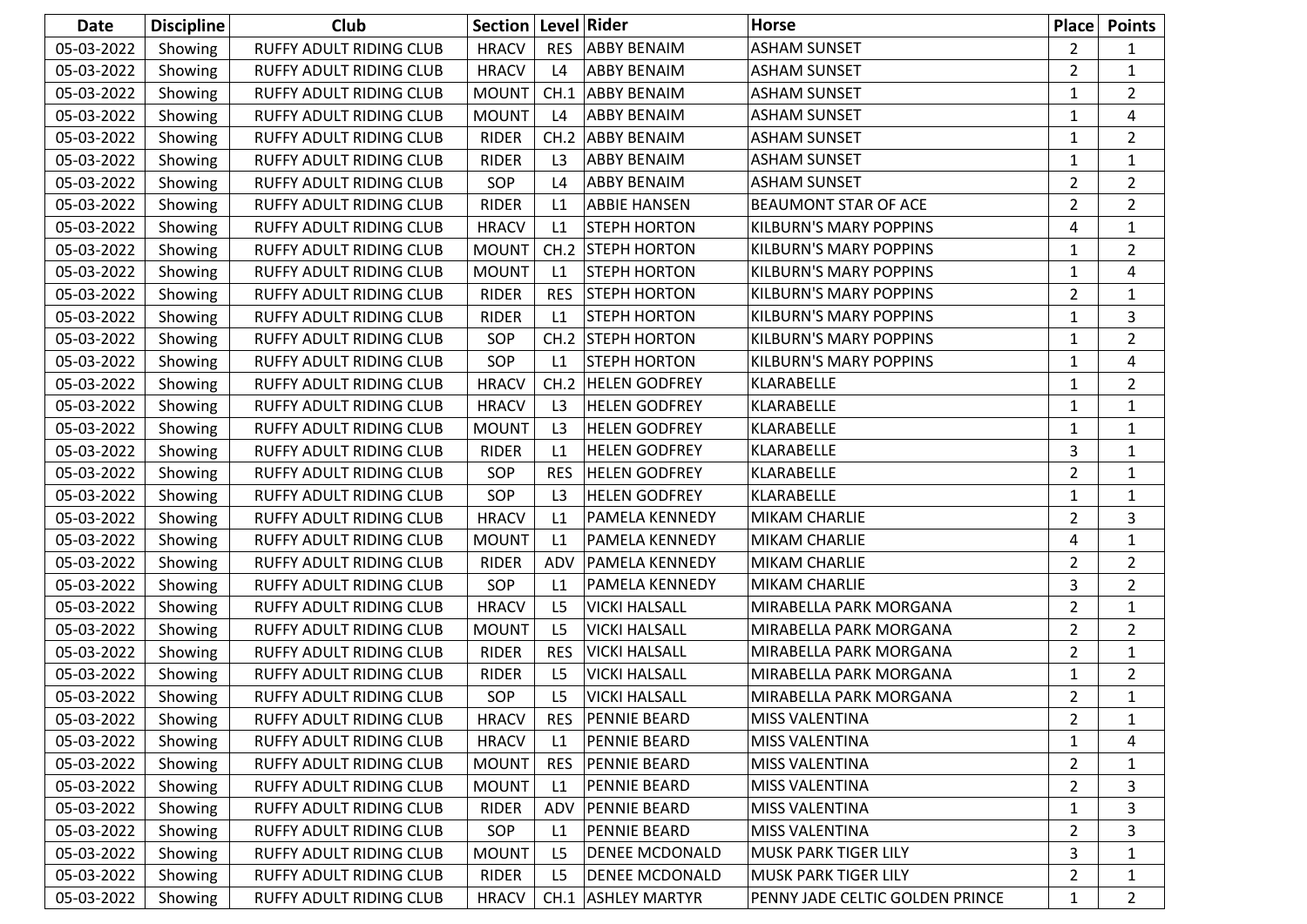| Date | Discipline | Club | Section | Level | Rider | Horse | Place | Points |
|---|---|---|---|---|---|---|---|---|
| 05-03-2022 | Showing | RUFFY ADULT RIDING CLUB | HRACV | RES | ABBY BENAIM | ASHAM SUNSET | 2 | 1 |
| 05-03-2022 | Showing | RUFFY ADULT RIDING CLUB | HRACV | L4 | ABBY BENAIM | ASHAM SUNSET | 2 | 1 |
| 05-03-2022 | Showing | RUFFY ADULT RIDING CLUB | MOUNT | CH.1 | ABBY BENAIM | ASHAM SUNSET | 1 | 2 |
| 05-03-2022 | Showing | RUFFY ADULT RIDING CLUB | MOUNT | L4 | ABBY BENAIM | ASHAM SUNSET | 1 | 4 |
| 05-03-2022 | Showing | RUFFY ADULT RIDING CLUB | RIDER | CH.2 | ABBY BENAIM | ASHAM SUNSET | 1 | 2 |
| 05-03-2022 | Showing | RUFFY ADULT RIDING CLUB | RIDER | L3 | ABBY BENAIM | ASHAM SUNSET | 1 | 1 |
| 05-03-2022 | Showing | RUFFY ADULT RIDING CLUB | SOP | L4 | ABBY BENAIM | ASHAM SUNSET | 2 | 2 |
| 05-03-2022 | Showing | RUFFY ADULT RIDING CLUB | RIDER | L1 | ABBIE HANSEN | BEAUMONT STAR OF ACE | 2 | 2 |
| 05-03-2022 | Showing | RUFFY ADULT RIDING CLUB | HRACV | L1 | STEPH HORTON | KILBURN'S MARY POPPINS | 4 | 1 |
| 05-03-2022 | Showing | RUFFY ADULT RIDING CLUB | MOUNT | CH.2 | STEPH HORTON | KILBURN'S MARY POPPINS | 1 | 2 |
| 05-03-2022 | Showing | RUFFY ADULT RIDING CLUB | MOUNT | L1 | STEPH HORTON | KILBURN'S MARY POPPINS | 1 | 4 |
| 05-03-2022 | Showing | RUFFY ADULT RIDING CLUB | RIDER | RES | STEPH HORTON | KILBURN'S MARY POPPINS | 2 | 1 |
| 05-03-2022 | Showing | RUFFY ADULT RIDING CLUB | RIDER | L1 | STEPH HORTON | KILBURN'S MARY POPPINS | 1 | 3 |
| 05-03-2022 | Showing | RUFFY ADULT RIDING CLUB | SOP | CH.2 | STEPH HORTON | KILBURN'S MARY POPPINS | 1 | 2 |
| 05-03-2022 | Showing | RUFFY ADULT RIDING CLUB | SOP | L1 | STEPH HORTON | KILBURN'S MARY POPPINS | 1 | 4 |
| 05-03-2022 | Showing | RUFFY ADULT RIDING CLUB | HRACV | CH.2 | HELEN GODFREY | KLARABELLE | 1 | 2 |
| 05-03-2022 | Showing | RUFFY ADULT RIDING CLUB | HRACV | L3 | HELEN GODFREY | KLARABELLE | 1 | 1 |
| 05-03-2022 | Showing | RUFFY ADULT RIDING CLUB | MOUNT | L3 | HELEN GODFREY | KLARABELLE | 1 | 1 |
| 05-03-2022 | Showing | RUFFY ADULT RIDING CLUB | RIDER | L1 | HELEN GODFREY | KLARABELLE | 3 | 1 |
| 05-03-2022 | Showing | RUFFY ADULT RIDING CLUB | SOP | RES | HELEN GODFREY | KLARABELLE | 2 | 1 |
| 05-03-2022 | Showing | RUFFY ADULT RIDING CLUB | SOP | L3 | HELEN GODFREY | KLARABELLE | 1 | 1 |
| 05-03-2022 | Showing | RUFFY ADULT RIDING CLUB | HRACV | L1 | PAMELA KENNEDY | MIKAM CHARLIE | 2 | 3 |
| 05-03-2022 | Showing | RUFFY ADULT RIDING CLUB | MOUNT | L1 | PAMELA KENNEDY | MIKAM CHARLIE | 4 | 1 |
| 05-03-2022 | Showing | RUFFY ADULT RIDING CLUB | RIDER | ADV | PAMELA KENNEDY | MIKAM CHARLIE | 2 | 2 |
| 05-03-2022 | Showing | RUFFY ADULT RIDING CLUB | SOP | L1 | PAMELA KENNEDY | MIKAM CHARLIE | 3 | 2 |
| 05-03-2022 | Showing | RUFFY ADULT RIDING CLUB | HRACV | L5 | VICKI HALSALL | MIRABELLA PARK MORGANA | 2 | 1 |
| 05-03-2022 | Showing | RUFFY ADULT RIDING CLUB | MOUNT | L5 | VICKI HALSALL | MIRABELLA PARK MORGANA | 2 | 2 |
| 05-03-2022 | Showing | RUFFY ADULT RIDING CLUB | RIDER | RES | VICKI HALSALL | MIRABELLA PARK MORGANA | 2 | 1 |
| 05-03-2022 | Showing | RUFFY ADULT RIDING CLUB | RIDER | L5 | VICKI HALSALL | MIRABELLA PARK MORGANA | 1 | 2 |
| 05-03-2022 | Showing | RUFFY ADULT RIDING CLUB | SOP | L5 | VICKI HALSALL | MIRABELLA PARK MORGANA | 2 | 1 |
| 05-03-2022 | Showing | RUFFY ADULT RIDING CLUB | HRACV | RES | PENNIE BEARD | MISS VALENTINA | 2 | 1 |
| 05-03-2022 | Showing | RUFFY ADULT RIDING CLUB | HRACV | L1 | PENNIE BEARD | MISS VALENTINA | 1 | 4 |
| 05-03-2022 | Showing | RUFFY ADULT RIDING CLUB | MOUNT | RES | PENNIE BEARD | MISS VALENTINA | 2 | 1 |
| 05-03-2022 | Showing | RUFFY ADULT RIDING CLUB | MOUNT | L1 | PENNIE BEARD | MISS VALENTINA | 2 | 3 |
| 05-03-2022 | Showing | RUFFY ADULT RIDING CLUB | RIDER | ADV | PENNIE BEARD | MISS VALENTINA | 1 | 3 |
| 05-03-2022 | Showing | RUFFY ADULT RIDING CLUB | SOP | L1 | PENNIE BEARD | MISS VALENTINA | 2 | 3 |
| 05-03-2022 | Showing | RUFFY ADULT RIDING CLUB | MOUNT | L5 | DENEE MCDONALD | MUSK PARK TIGER LILY | 3 | 1 |
| 05-03-2022 | Showing | RUFFY ADULT RIDING CLUB | RIDER | L5 | DENEE MCDONALD | MUSK PARK TIGER LILY | 2 | 1 |
| 05-03-2022 | Showing | RUFFY ADULT RIDING CLUB | HRACV | CH.1 | ASHLEY MARTYR | PENNY JADE CELTIC GOLDEN PRINCE | 1 | 2 |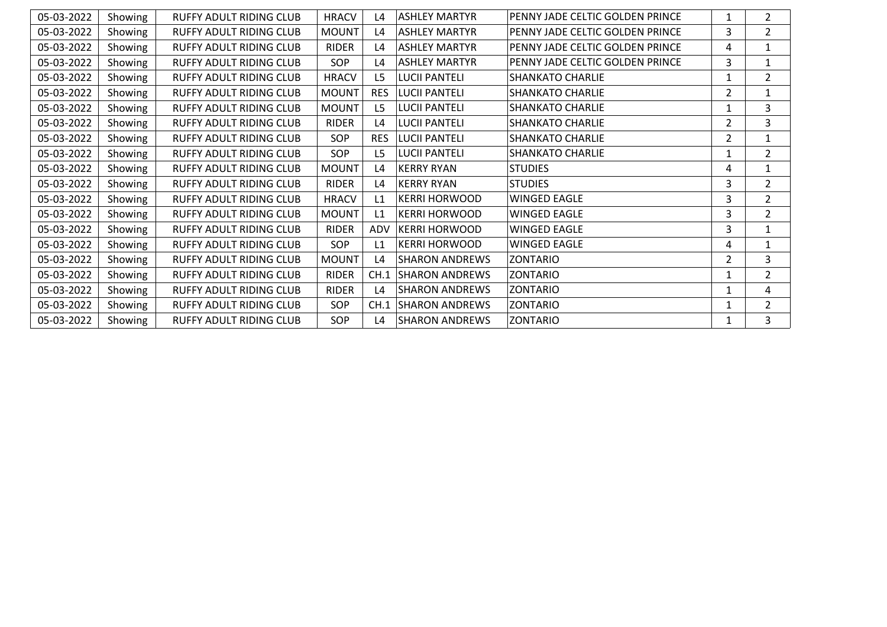| | | | | | | | | |
|---|---|---|---|---|---|---|---|---|
| 05-03-2022 | Showing | RUFFY ADULT RIDING CLUB | HRACV | L4 | ASHLEY MARTYR | PENNY JADE CELTIC GOLDEN PRINCE | 1 | 2 |
| 05-03-2022 | Showing | RUFFY ADULT RIDING CLUB | MOUNT | L4 | ASHLEY MARTYR | PENNY JADE CELTIC GOLDEN PRINCE | 3 | 2 |
| 05-03-2022 | Showing | RUFFY ADULT RIDING CLUB | RIDER | L4 | ASHLEY MARTYR | PENNY JADE CELTIC GOLDEN PRINCE | 4 | 1 |
| 05-03-2022 | Showing | RUFFY ADULT RIDING CLUB | SOP | L4 | ASHLEY MARTYR | PENNY JADE CELTIC GOLDEN PRINCE | 3 | 1 |
| 05-03-2022 | Showing | RUFFY ADULT RIDING CLUB | HRACV | L5 | LUCII PANTELI | SHANKATO CHARLIE | 1 | 2 |
| 05-03-2022 | Showing | RUFFY ADULT RIDING CLUB | MOUNT | RES | LUCII PANTELI | SHANKATO CHARLIE | 2 | 1 |
| 05-03-2022 | Showing | RUFFY ADULT RIDING CLUB | MOUNT | L5 | LUCII PANTELI | SHANKATO CHARLIE | 1 | 3 |
| 05-03-2022 | Showing | RUFFY ADULT RIDING CLUB | RIDER | L4 | LUCII PANTELI | SHANKATO CHARLIE | 2 | 3 |
| 05-03-2022 | Showing | RUFFY ADULT RIDING CLUB | SOP | RES | LUCII PANTELI | SHANKATO CHARLIE | 2 | 1 |
| 05-03-2022 | Showing | RUFFY ADULT RIDING CLUB | SOP | L5 | LUCII PANTELI | SHANKATO CHARLIE | 1 | 2 |
| 05-03-2022 | Showing | RUFFY ADULT RIDING CLUB | MOUNT | L4 | KERRY RYAN | STUDIES | 4 | 1 |
| 05-03-2022 | Showing | RUFFY ADULT RIDING CLUB | RIDER | L4 | KERRY RYAN | STUDIES | 3 | 2 |
| 05-03-2022 | Showing | RUFFY ADULT RIDING CLUB | HRACV | L1 | KERRI HORWOOD | WINGED EAGLE | 3 | 2 |
| 05-03-2022 | Showing | RUFFY ADULT RIDING CLUB | MOUNT | L1 | KERRI HORWOOD | WINGED EAGLE | 3 | 2 |
| 05-03-2022 | Showing | RUFFY ADULT RIDING CLUB | RIDER | ADV | KERRI HORWOOD | WINGED EAGLE | 3 | 1 |
| 05-03-2022 | Showing | RUFFY ADULT RIDING CLUB | SOP | L1 | KERRI HORWOOD | WINGED EAGLE | 4 | 1 |
| 05-03-2022 | Showing | RUFFY ADULT RIDING CLUB | MOUNT | L4 | SHARON ANDREWS | ZONTARIO | 2 | 3 |
| 05-03-2022 | Showing | RUFFY ADULT RIDING CLUB | RIDER | CH.1 | SHARON ANDREWS | ZONTARIO | 1 | 2 |
| 05-03-2022 | Showing | RUFFY ADULT RIDING CLUB | RIDER | L4 | SHARON ANDREWS | ZONTARIO | 1 | 4 |
| 05-03-2022 | Showing | RUFFY ADULT RIDING CLUB | SOP | CH.1 | SHARON ANDREWS | ZONTARIO | 1 | 2 |
| 05-03-2022 | Showing | RUFFY ADULT RIDING CLUB | SOP | L4 | SHARON ANDREWS | ZONTARIO | 1 | 3 |